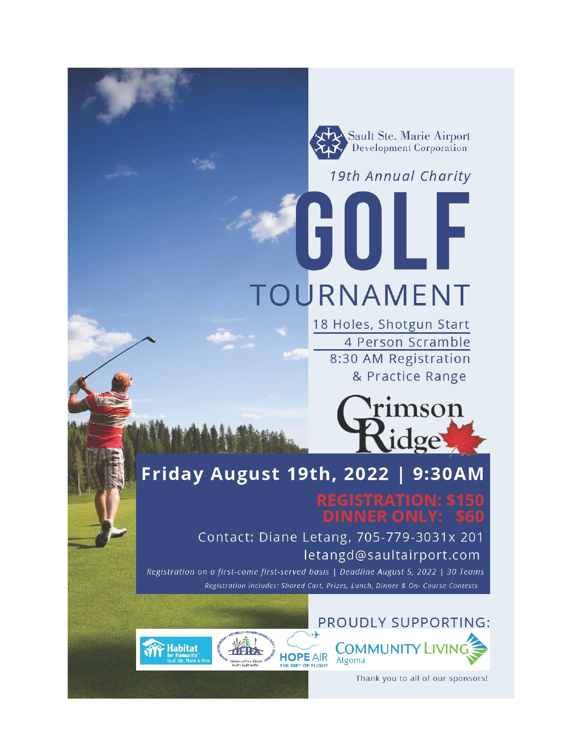Sault Ste. Marie Airport Development Corporation

*19th Annual Charity*

# GOLF TOURNAMENT

18 Holes, Shotgun Start

4 Person Scramble

8:30 AM Registration & Practice Range

Crimson Ridge

## Friday August 19th, 2022 | 9:30AM

**REGISTRATION: $150**

**DINNER ONLY: $60**

Contact: Diane Letang, 705-779-3031x 201

letangd@saultairport.com

*Registration on a first-come first-served basis | Deadline August 5, 2022 | 30 Teams*

*Registration includes: Shared Cart, Prizes, Lunch, Dinner & On- Course Contests*

PROUDLY SUPPORTING:

Habitat for Humanity Sault Ste. Marie & Area

HFHA

HOPE AIR THE GIFT OF FLIGHT

COMMUNITY LIVING Algoma

Thank you to all of our sponsors!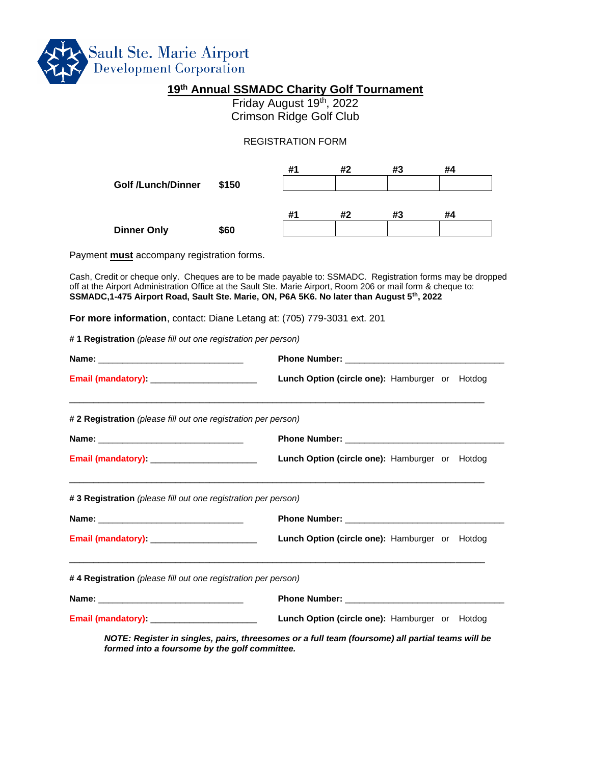Sault Ste. Marie Airport
Development Corporation

# 19th Annual SSMADC Charity Golf Tournament

Friday August 19th, 2022
Crimson Ridge Golf Club

REGISTRATION FORM

| | | #1 | #2 | #3 | #4 |
|---|---|---|---|---|---|
| **Golf /Lunch/Dinner** | **$150** | | | | |
| | | **#1** | **#2** | **#3** | **#4** |
| **Dinner Only** | **$60** | | | | |

Payment **must** accompany registration forms.

Cash, Credit or cheque only. Cheques are to be made payable to: SSMADC. Registration forms may be dropped off at the Airport Administration Office at the Sault Ste. Marie Airport, Room 206 or mail form & cheque to: **SSMADC,1-475 Airport Road, Sault Ste. Marie, ON, P6A 5K6. No later than August 5th, 2022**

**For more information**, contact: Diane Letang at: (705) 779-3031 ext. 201

**# 1 Registration** *(please fill out one registration per person)*

**Name:** ______________________________ **Phone Number:** _________________________________

**Email (mandatory):** _____________________ **Lunch Option (circle one):** Hamburger or Hotdog

---

**# 2 Registration** *(please fill out one registration per person)*

**Name:** ______________________________ **Phone Number:** _________________________________

**Email (mandatory):** _____________________ **Lunch Option (circle one):** Hamburger or Hotdog

---

**# 3 Registration** *(please fill out one registration per person)*

**Name:** ______________________________ **Phone Number:** _________________________________

**Email (mandatory):** _____________________ **Lunch Option (circle one):** Hamburger or Hotdog

---

**# 4 Registration** *(please fill out one registration per person)*

**Name:** ______________________________ **Phone Number:** _________________________________

**Email (mandatory):** _____________________ **Lunch Option (circle one):** Hamburger or Hotdog

***NOTE: Register in singles, pairs, threesomes or a full team (foursome) all partial teams will be formed into a foursome by the golf committee.***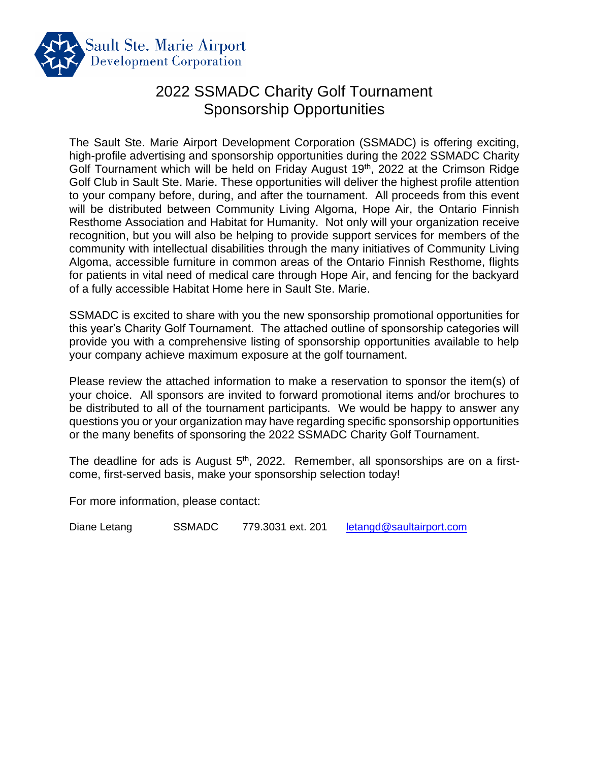Sault Ste. Marie Airport Development Corporation

# 2022 SSMADC Charity Golf Tournament
# Sponsorship Opportunities

The Sault Ste. Marie Airport Development Corporation (SSMADC) is offering exciting, high-profile advertising and sponsorship opportunities during the 2022 SSMADC Charity Golf Tournament which will be held on Friday August 19th, 2022 at the Crimson Ridge Golf Club in Sault Ste. Marie. These opportunities will deliver the highest profile attention to your company before, during, and after the tournament. All proceeds from this event will be distributed between Community Living Algoma, Hope Air, the Ontario Finnish Resthome Association and Habitat for Humanity. Not only will your organization receive recognition, but you will also be helping to provide support services for members of the community with intellectual disabilities through the many initiatives of Community Living Algoma, accessible furniture in common areas of the Ontario Finnish Resthome, flights for patients in vital need of medical care through Hope Air, and fencing for the backyard of a fully accessible Habitat Home here in Sault Ste. Marie.

SSMADC is excited to share with you the new sponsorship promotional opportunities for this year's Charity Golf Tournament. The attached outline of sponsorship categories will provide you with a comprehensive listing of sponsorship opportunities available to help your company achieve maximum exposure at the golf tournament.

Please review the attached information to make a reservation to sponsor the item(s) of your choice. All sponsors are invited to forward promotional items and/or brochures to be distributed to all of the tournament participants. We would be happy to answer any questions you or your organization may have regarding specific sponsorship opportunities or the many benefits of sponsoring the 2022 SSMADC Charity Golf Tournament.

The deadline for ads is August 5th, 2022. Remember, all sponsorships are on a first-come, first-served basis, make your sponsorship selection today!

For more information, please contact:

Diane Letang SSMADC 779.3031 ext. 201 letangd@saultairport.com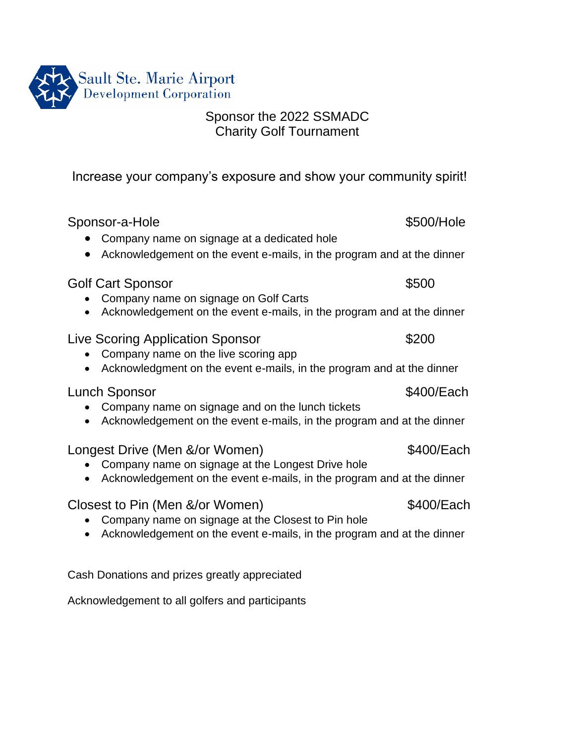Sault Ste. Marie Airport
Development Corporation

# Sponsor the 2022 SSMADC Charity Golf Tournament

Increase your company's exposure and show your community spirit!

**Sponsor-a-Hole** $500/Hole

- Company name on signage at a dedicated hole
- Acknowledgement on the event e-mails, in the program and at the dinner

**Golf Cart Sponsor** $500

- Company name on signage on Golf Carts
- Acknowledgement on the event e-mails, in the program and at the dinner

**Live Scoring Application Sponsor** $200

- Company name on the live scoring app
- Acknowledgment on the event e-mails, in the program and at the dinner

**Lunch Sponsor** $400/Each

- Company name on signage and on the lunch tickets
- Acknowledgement on the event e-mails, in the program and at the dinner

**Longest Drive (Men &/or Women)** $400/Each

- Company name on signage at the Longest Drive hole
- Acknowledgement on the event e-mails, in the program and at the dinner

**Closest to Pin (Men &/or Women)** $400/Each

- Company name on signage at the Closest to Pin hole
- Acknowledgement on the event e-mails, in the program and at the dinner

Cash Donations and prizes greatly appreciated

Acknowledgement to all golfers and participants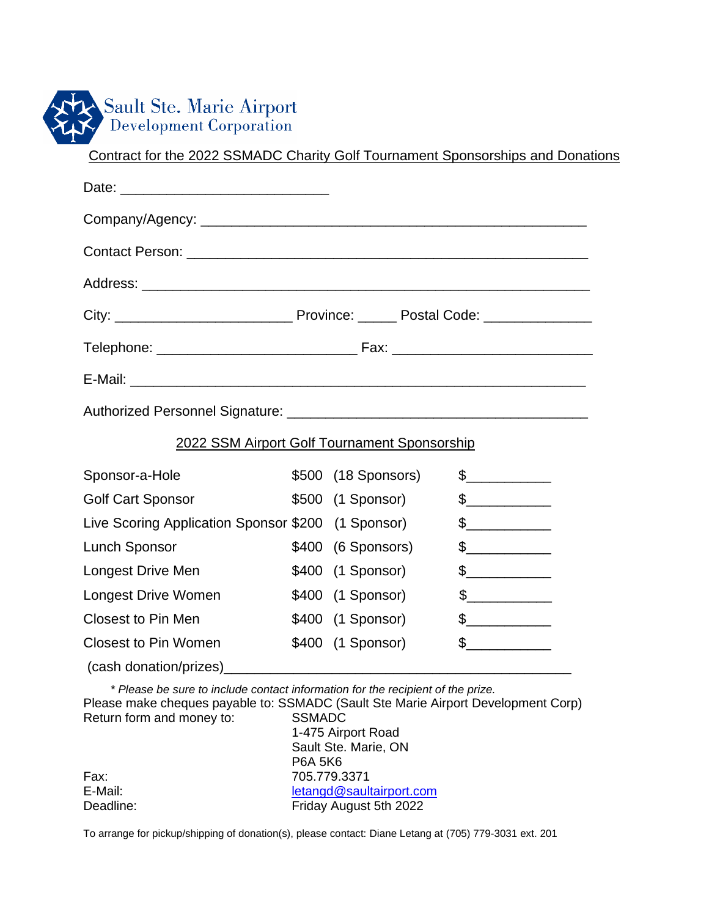Sault Ste. Marie Airport
Development Corporation

Contract for the 2022 SSMADC Charity Golf Tournament Sponsorships and Donations

Date: ___________________________

Company/Agency: __________________________________________________

Contact Person: ____________________________________________________

Address: _________________________________________________________

City: _______________________ Province: _____ Postal Code: ______________

Telephone: __________________________ Fax: __________________________

E-Mail: ___________________________________________________________

Authorized Personnel Signature: ______________________________________

2022 SSM Airport Golf Tournament Sponsorship

| | | | |
|---|---|---|---|
| Sponsor-a-Hole | $500 | (18 Sponsors) | $___________ |
| Golf Cart Sponsor | $500 | (1 Sponsor) | $___________ |
| Live Scoring Application Sponsor | $200 | (1 Sponsor) | $___________ |
| Lunch Sponsor | $400 | (6 Sponsors) | $___________ |
| Longest Drive Men | $400 | (1 Sponsor) | $___________ |
| Longest Drive Women | $400 | (1 Sponsor) | $___________ |
| Closest to Pin Men | $400 | (1 Sponsor) | $___________ |
| Closest to Pin Women | $400 | (1 Sponsor) | $___________ |

(cash donation/prizes)_____________________________________________

*\* Please be sure to include contact information for the recipient of the prize.*

Please make cheques payable to: SSMADC (Sault Ste Marie Airport Development Corp)

Return form and money to: SSMADC
1-475 Airport Road
Sault Ste. Marie, ON
P6A 5K6

Fax: 705.779.3371

E-Mail: letangd@saultairport.com

Deadline: Friday August 5th 2022

To arrange for pickup/shipping of donation(s), please contact: Diane Letang at (705) 779-3031 ext. 201